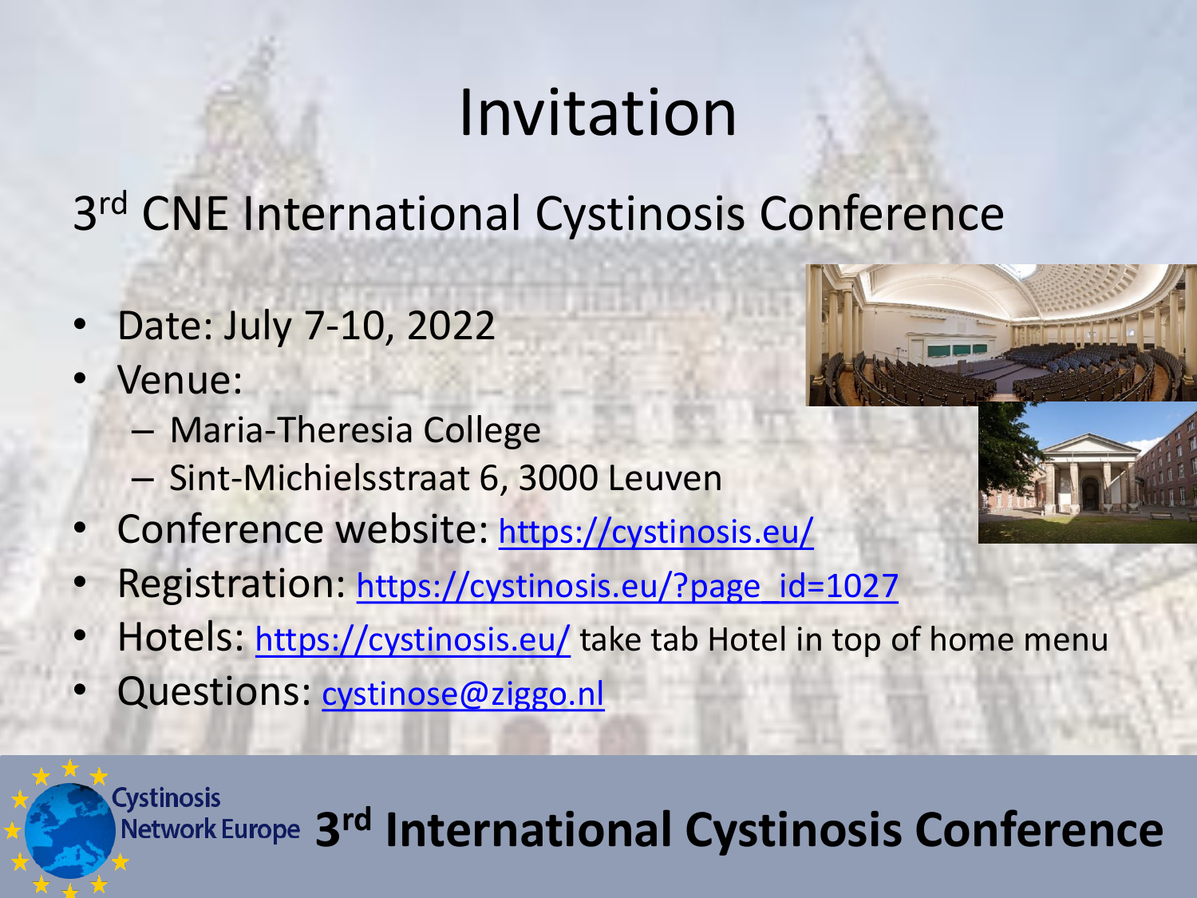# Invitation

## 3rd CNE International Cystinosis Conference

- Date: July 7-10, 2022
- Venue:
  - Maria-Theresia College
  - Sint-Michielsstraat 6, 3000 Leuven
- Conference website: https://cystinosis.eu/
- Registration: https://cystinosis.eu/?page_id=1027
- Hotels: https://cystinosis.eu/ take tab Hotel in top of home menu
- Questions: cystinose@ziggo.nl

Cystinosis Network Europe **3rd International Cystinosis Conference**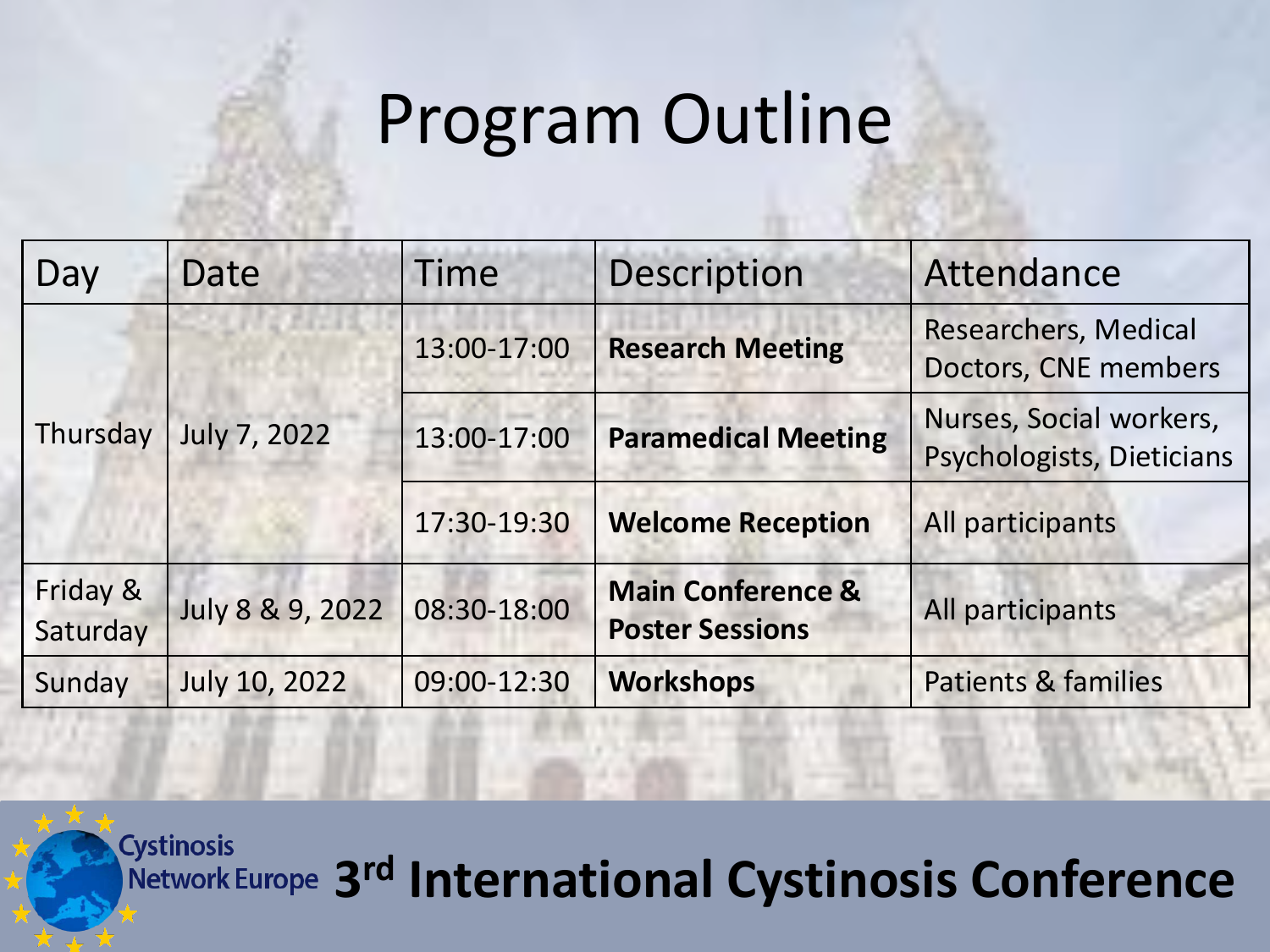# Program Outline

| Day | Date | Time | Description | Attendance |
|---|---|---|---|---|
| Thursday | July 7, 2022 | 13:00-17:00 | **Research Meeting** | Researchers, Medical Doctors, CNE members |
| | | 13:00-17:00 | **Paramedical Meeting** | Nurses, Social workers, Psychologists, Dieticians |
| | | 17:30-19:30 | **Welcome Reception** | All participants |
| Friday & Saturday | July 8 & 9, 2022 | 08:30-18:00 | **Main Conference & Poster Sessions** | All participants |
| Sunday | July 10, 2022 | 09:00-12:30 | **Workshops** | Patients & families |

Cystinosis Network Europe **3rd International Cystinosis Conference**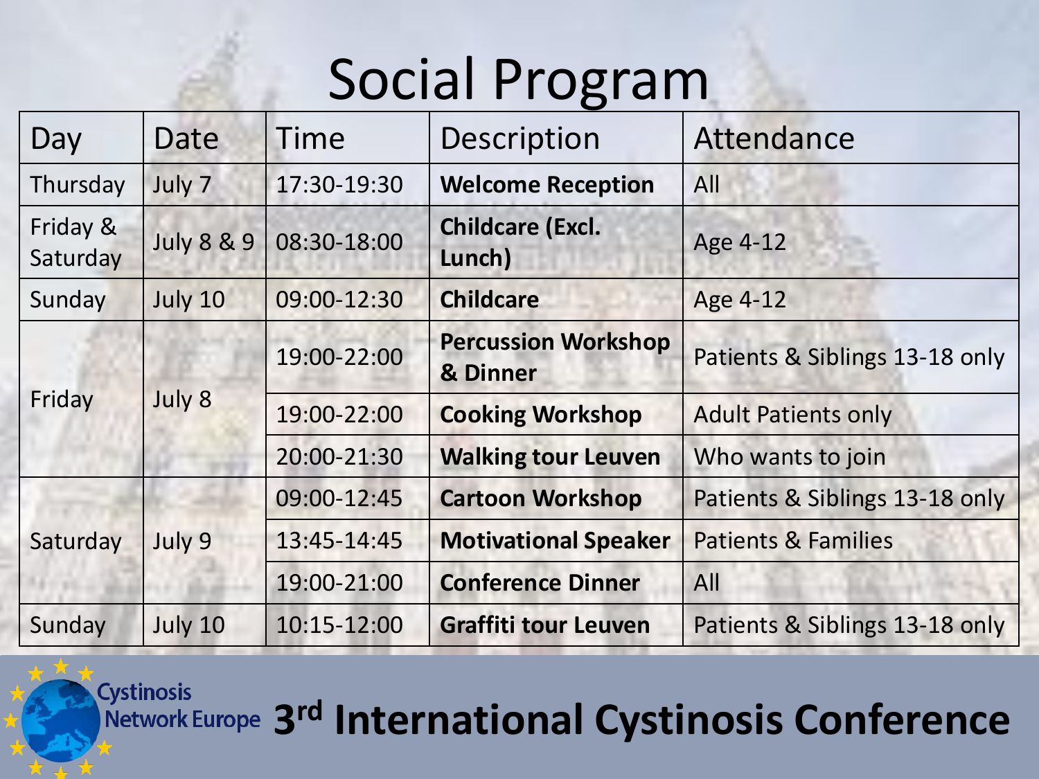# Social Program

| Day | Date | Time | Description | Attendance |
|---|---|---|---|---|
| Thursday | July 7 | 17:30-19:30 | **Welcome Reception** | All |
| Friday & Saturday | July 8 & 9 | 08:30-18:00 | **Childcare (Excl. Lunch)** | Age 4-12 |
| Sunday | July 10 | 09:00-12:30 | **Childcare** | Age 4-12 |
| Friday | July 8 | 19:00-22:00 | **Percussion Workshop & Dinner** | Patients & Siblings 13-18 only |
| | | 19:00-22:00 | **Cooking Workshop** | Adult Patients only |
| | | 20:00-21:30 | **Walking tour Leuven** | Who wants to join |
| Saturday | July 9 | 09:00-12:45 | **Cartoon Workshop** | Patients & Siblings 13-18 only |
| | | 13:45-14:45 | **Motivational Speaker** | Patients & Families |
| | | 19:00-21:00 | **Conference Dinner** | All |
| Sunday | July 10 | 10:15-12:00 | **Graffiti tour Leuven** | Patients & Siblings 13-18 only |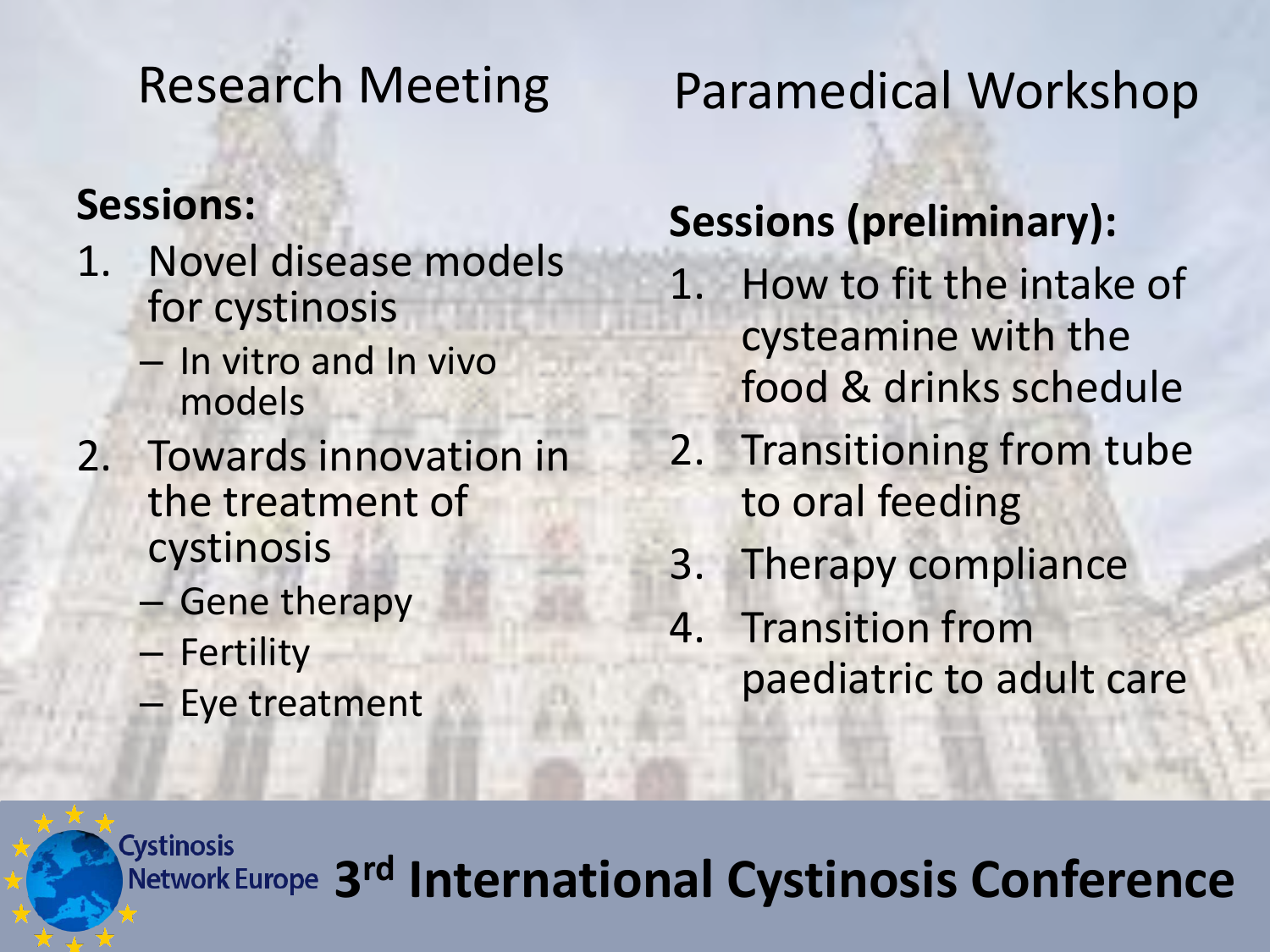## Research Meeting

**Sessions:**

1. Novel disease models for cystinosis
   - In vitro and In vivo models
2. Towards innovation in the treatment of cystinosis
   - Gene therapy
   - Fertility
   - Eye treatment

## Paramedical Workshop

**Sessions (preliminary):**

1. How to fit the intake of cysteamine with the food & drinks schedule
2. Transitioning from tube to oral feeding
3. Therapy compliance
4. Transition from paediatric to adult care

Cystinosis Network Europe **3rd International Cystinosis Conference**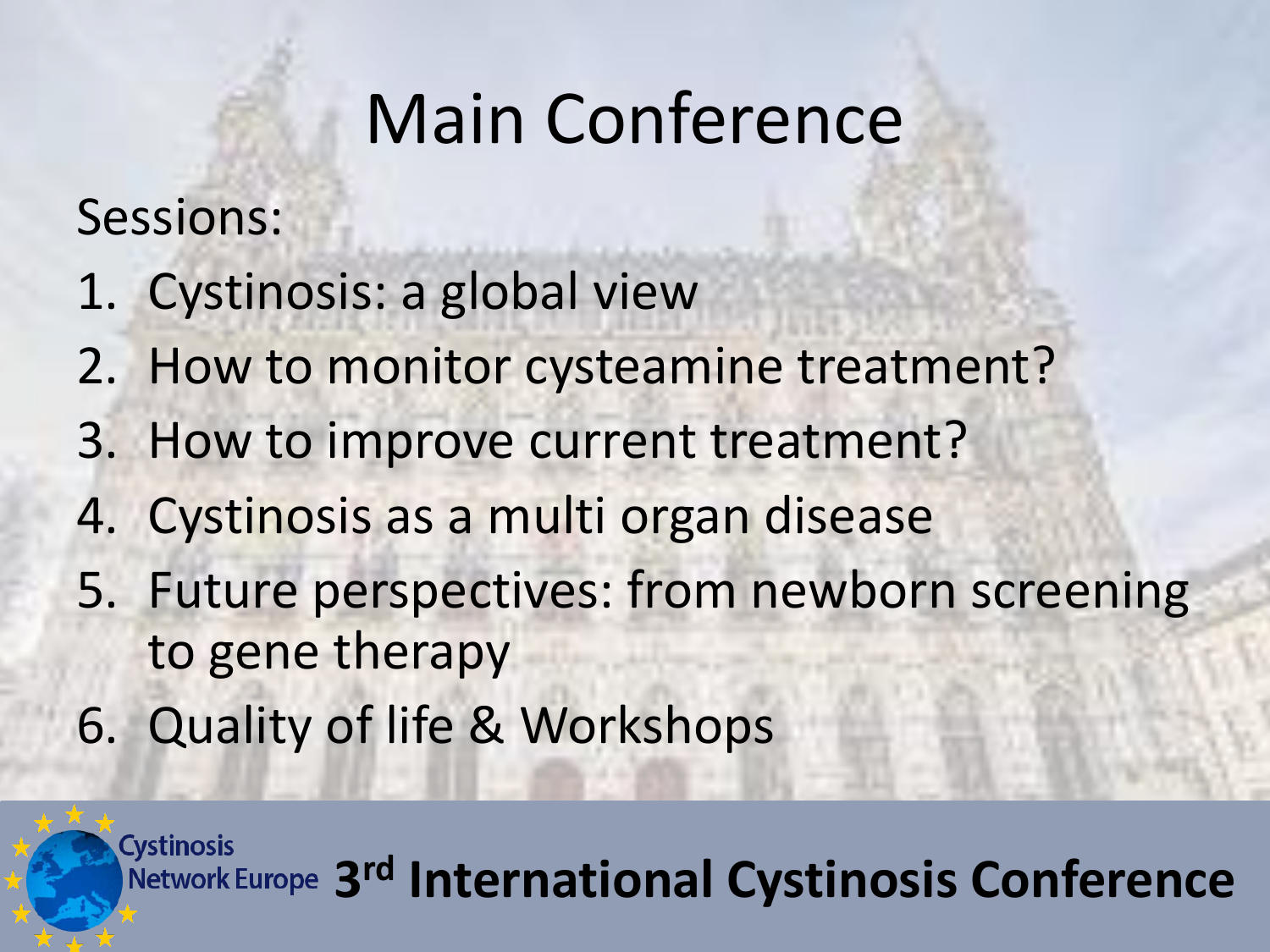# Main Conference

Sessions:

1. Cystinosis: a global view
2. How to monitor cysteamine treatment?
3. How to improve current treatment?
4. Cystinosis as a multi organ disease
5. Future perspectives: from newborn screening to gene therapy
6. Quality of life & Workshops